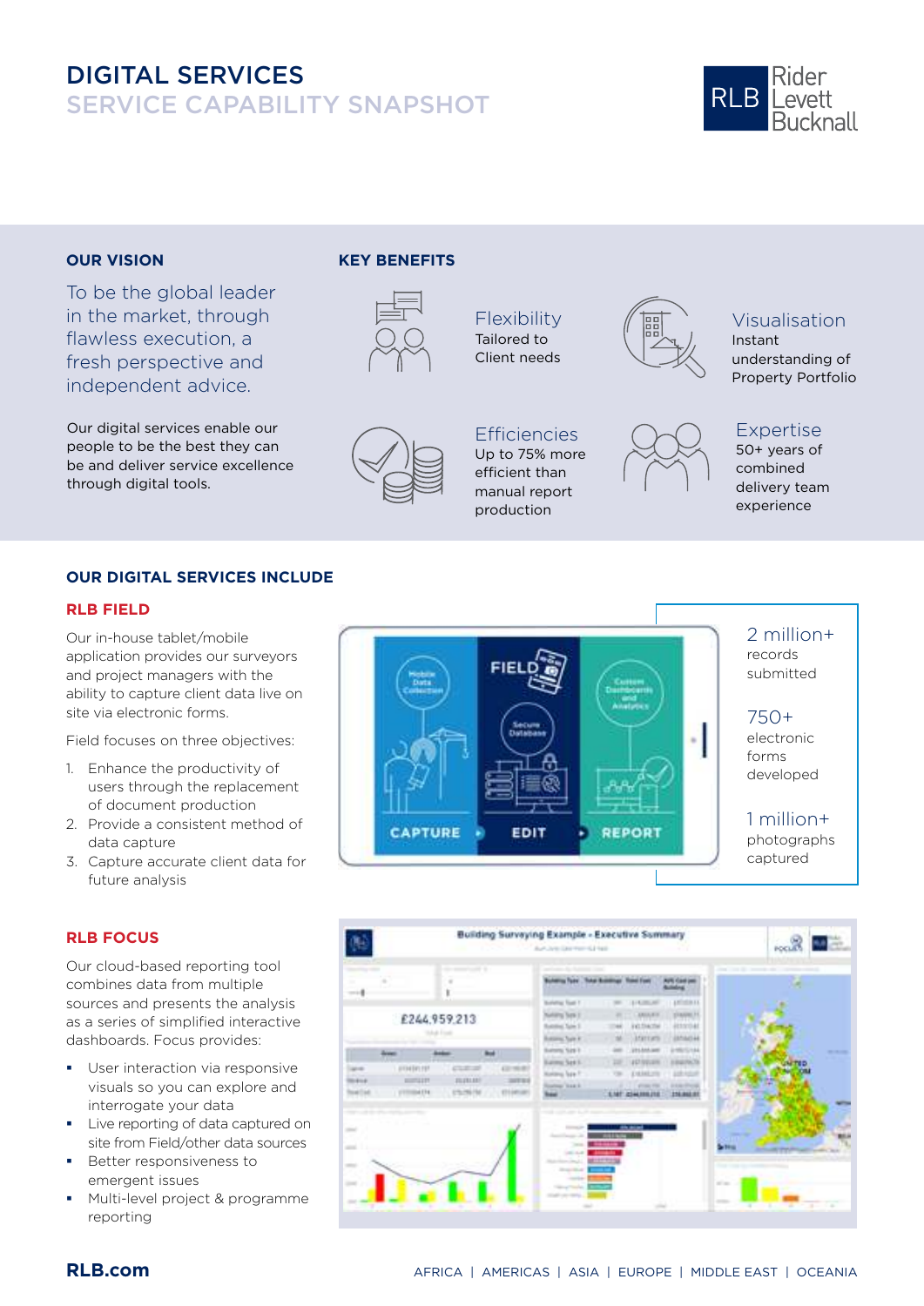# DIGITAL SERVICES

## SERVICE CAPABILITY SNAPSHOT

Rider Levett Bucknall

### OUR VISION

To be the global leader in the market, through flawless execution, a fresh perspective and independent advice.

Our digital services enable our people to be the best they can be and deliver service excellence through digital tools.

### KEY BENEFITS

**Flexibility**
Tailored to Client needs

**Visualisation**
Instant understanding of Property Portfolio

**Efficiencies**
Up to 75% more efficient than manual report production

**Expertise**
50+ years of combined delivery team experience

## OUR DIGITAL SERVICES INCLUDE

### RLB FIELD

Our in-house tablet/mobile application provides our surveyors and project managers with the ability to capture client data live on site via electronic forms.

Field focuses on three objectives:

1. Enhance the productivity of users through the replacement of document production
2. Provide a consistent method of data capture
3. Capture accurate client data for future analysis

FIELD
Mobile Data Collection
Secure Database
Custom Dashboards and Analytics
CAPTURE
EDIT
REPORT

2 million+
records submitted

750+
electronic forms developed

1 million+
photographs captured

### RLB FOCUS

Our cloud-based reporting tool combines data from multiple sources and presents the analysis as a series of simplified interactive dashboards. Focus provides:

- User interaction via responsive visuals so you can explore and interrogate your data
- Live reporting of data captured on site from Field/other data sources
- Better responsiveness to emergent issues
- Multi-level project & programme reporting

Building Surveying Example - Executive Summary
£244,959,213

**RLB.com**

AFRICA | AMERICAS | ASIA | EUROPE | MIDDLE EAST | OCEANIA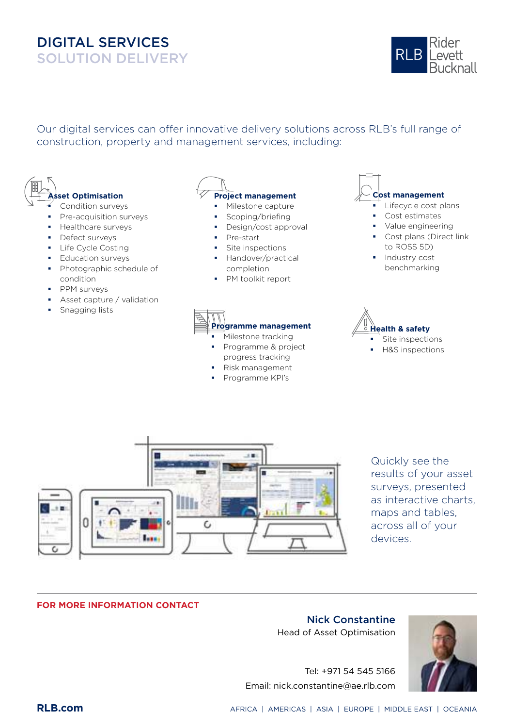# DIGITAL SERVICES

## SOLUTION DELIVERY

Our digital services can offer innovative delivery solutions across RLB's full range of construction, property and management services, including:

**Asset Optimisation**

- Condition surveys
- Pre-acquisition surveys
- Healthcare surveys
- Defect surveys
- Life Cycle Costing
- Education surveys
- Photographic schedule of condition
- PPM surveys
- Asset capture / validation
- Snagging lists

**Project management**

- Milestone capture
- Scoping/briefing
- Design/cost approval
- Pre-start
- Site inspections
- Handover/practical completion
- PM toolkit report

**Cost management**

- Lifecycle cost plans
- Cost estimates
- Value engineering
- Cost plans (Direct link to ROSS 5D)
- Industry cost benchmarking

**Programme management**

- Milestone tracking
- Programme & project progress tracking
- Risk management
- Programme KPI's

**Health & safety**

- Site inspections
- H&S inspections

Quickly see the results of your asset surveys, presented as interactive charts, maps and tables, across all of your devices.

**FOR MORE INFORMATION CONTACT**

**Nick Constantine**
Head of Asset Optimisation

Tel: +971 54 545 5166
Email: nick.constantine@ae.rlb.com

**RLB.com**

AFRICA | AMERICAS | ASIA | EUROPE | MIDDLE EAST | OCEANIA